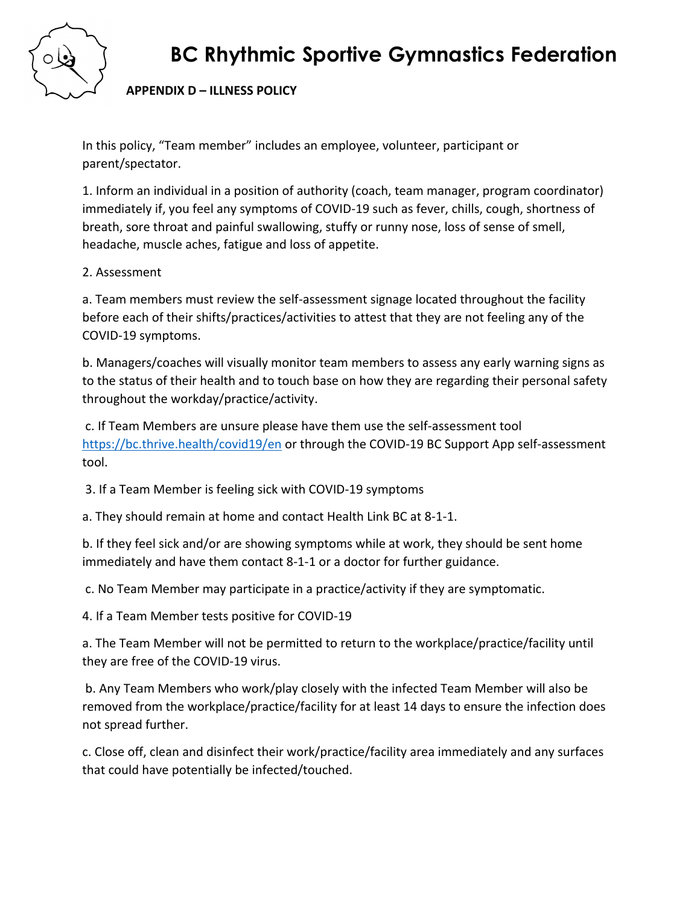# BC Rhythmic Sportive Gymnastics Federation

**APPENDIX D – ILLNESS POLICY**

In this policy, "Team member" includes an employee, volunteer, participant or parent/spectator.

1. Inform an individual in a position of authority (coach, team manager, program coordinator) immediately if, you feel any symptoms of COVID-19 such as fever, chills, cough, shortness of breath, sore throat and painful swallowing, stuffy or runny nose, loss of sense of smell, headache, muscle aches, fatigue and loss of appetite.

2. Assessment

a. Team members must review the self-assessment signage located throughout the facility before each of their shifts/practices/activities to attest that they are not feeling any of the COVID-19 symptoms.

b. Managers/coaches will visually monitor team members to assess any early warning signs as to the status of their health and to touch base on how they are regarding their personal safety throughout the workday/practice/activity.

c. If Team Members are unsure please have them use the self-assessment tool https://bc.thrive.health/covid19/en or through the COVID-19 BC Support App self-assessment tool.

3. If a Team Member is feeling sick with COVID-19 symptoms

a. They should remain at home and contact Health Link BC at 8-1-1.

b. If they feel sick and/or are showing symptoms while at work, they should be sent home immediately and have them contact 8-1-1 or a doctor for further guidance.

c. No Team Member may participate in a practice/activity if they are symptomatic.

4. If a Team Member tests positive for COVID-19

a. The Team Member will not be permitted to return to the workplace/practice/facility until they are free of the COVID-19 virus.

b. Any Team Members who work/play closely with the infected Team Member will also be removed from the workplace/practice/facility for at least 14 days to ensure the infection does not spread further.

c. Close off, clean and disinfect their work/practice/facility area immediately and any surfaces that could have potentially be infected/touched.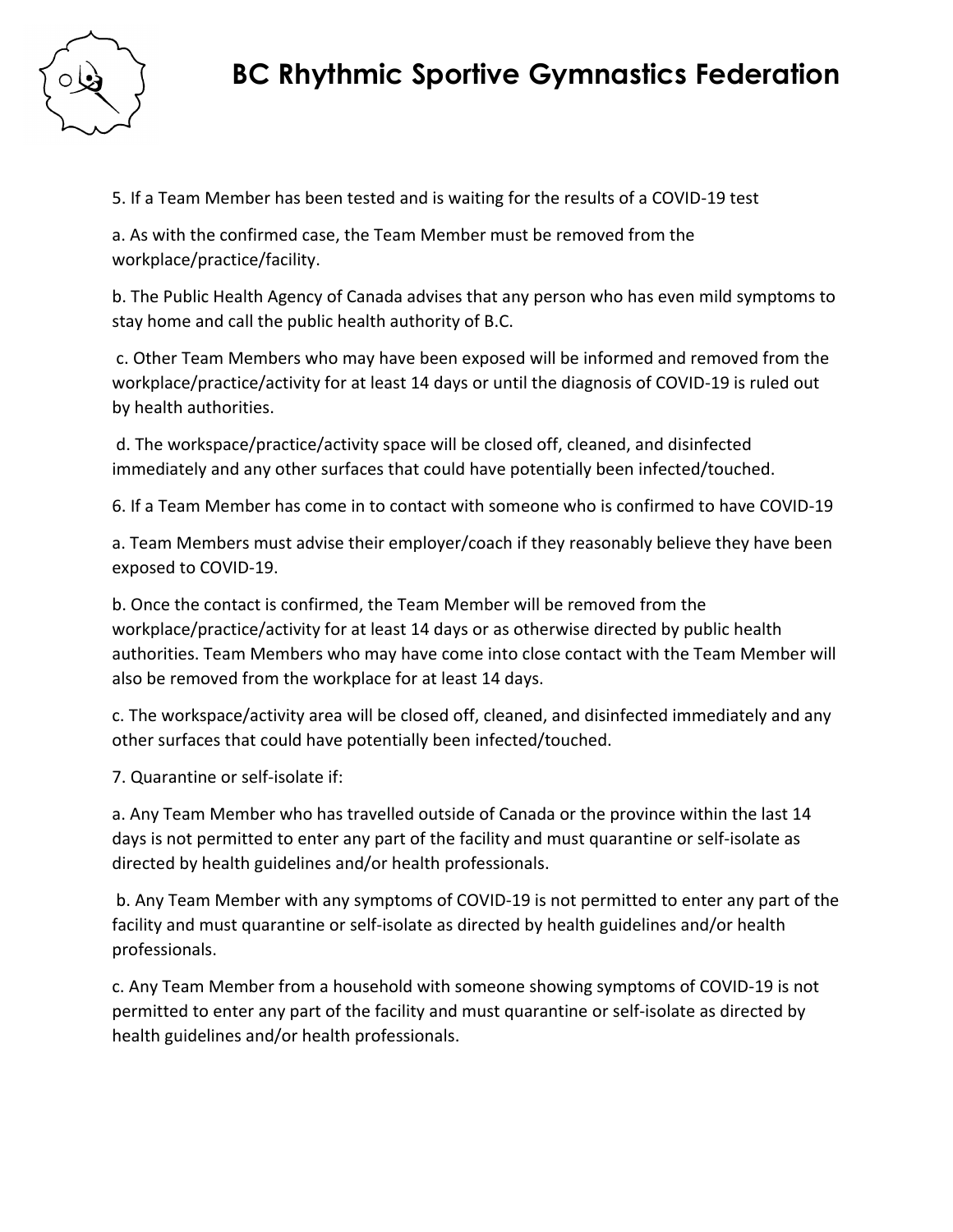5. If a Team Member has been tested and is waiting for the results of a COVID-19 test

a. As with the confirmed case, the Team Member must be removed from the workplace/practice/facility.

b. The Public Health Agency of Canada advises that any person who has even mild symptoms to stay home and call the public health authority of B.C.

c. Other Team Members who may have been exposed will be informed and removed from the workplace/practice/activity for at least 14 days or until the diagnosis of COVID-19 is ruled out by health authorities.

d. The workspace/practice/activity space will be closed off, cleaned, and disinfected immediately and any other surfaces that could have potentially been infected/touched.

6. If a Team Member has come in to contact with someone who is confirmed to have COVID-19

a. Team Members must advise their employer/coach if they reasonably believe they have been exposed to COVID-19.

b. Once the contact is confirmed, the Team Member will be removed from the workplace/practice/activity for at least 14 days or as otherwise directed by public health authorities. Team Members who may have come into close contact with the Team Member will also be removed from the workplace for at least 14 days.

c. The workspace/activity area will be closed off, cleaned, and disinfected immediately and any other surfaces that could have potentially been infected/touched.

7. Quarantine or self-isolate if:

a. Any Team Member who has travelled outside of Canada or the province within the last 14 days is not permitted to enter any part of the facility and must quarantine or self-isolate as directed by health guidelines and/or health professionals.

b. Any Team Member with any symptoms of COVID-19 is not permitted to enter any part of the facility and must quarantine or self-isolate as directed by health guidelines and/or health professionals.

c. Any Team Member from a household with someone showing symptoms of COVID-19 is not permitted to enter any part of the facility and must quarantine or self-isolate as directed by health guidelines and/or health professionals.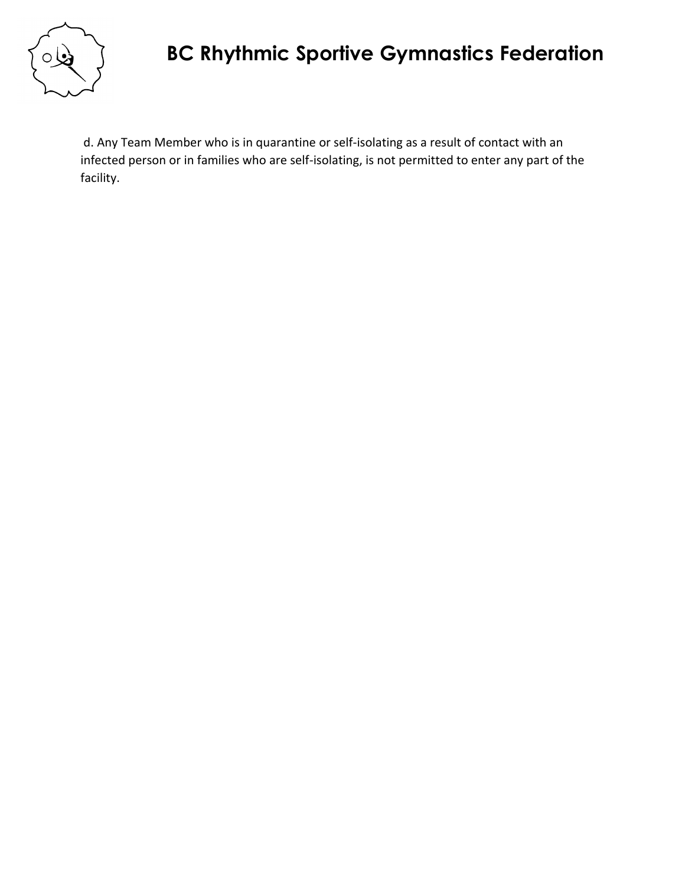d. Any Team Member who is in quarantine or self-isolating as a result of contact with an infected person or in families who are self-isolating, is not permitted to enter any part of the facility.